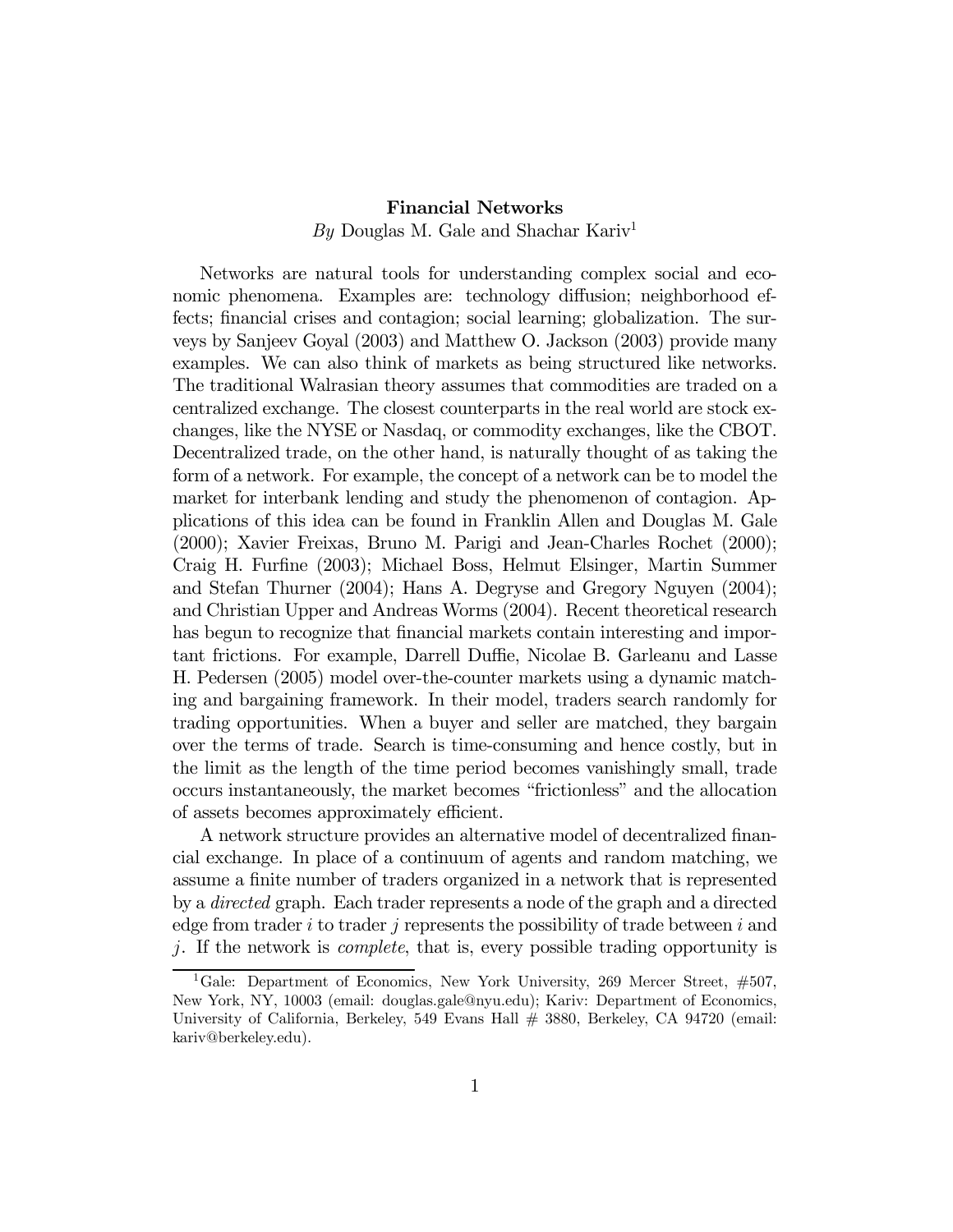# Financial Networks

*By* Douglas M. Gale and Shachar Kariv[1]

Networks are natural tools for understanding complex social and economic phenomena. Examples are: technology diffusion; neighborhood effects; financial crises and contagion; social learning; globalization. The surveys by Sanjeev Goyal (2003) and Matthew O. Jackson (2003) provide many examples. We can also think of markets as being structured like networks. The traditional Walrasian theory assumes that commodities are traded on a centralized exchange. The closest counterparts in the real world are stock exchanges, like the NYSE or Nasdaq, or commodity exchanges, like the CBOT. Decentralized trade, on the other hand, is naturally thought of as taking the form of a network. For example, the concept of a network can be to model the market for interbank lending and study the phenomenon of contagion. Applications of this idea can be found in Franklin Allen and Douglas M. Gale (2000); Xavier Freixas, Bruno M. Parigi and Jean-Charles Rochet (2000); Craig H. Furfine (2003); Michael Boss, Helmut Elsinger, Martin Summer and Stefan Thurner (2004); Hans A. Degryse and Gregory Nguyen (2004); and Christian Upper and Andreas Worms (2004). Recent theoretical research has begun to recognize that financial markets contain interesting and important frictions. For example, Darrell Duffie, Nicolae B. Garleanu and Lasse H. Pedersen (2005) model over-the-counter markets using a dynamic matching and bargaining framework. In their model, traders search randomly for trading opportunities. When a buyer and seller are matched, they bargain over the terms of trade. Search is time-consuming and hence costly, but in the limit as the length of the time period becomes vanishingly small, trade occurs instantaneously, the market becomes "frictionless" and the allocation of assets becomes approximately efficient.

A network structure provides an alternative model of decentralized financial exchange. In place of a continuum of agents and random matching, we assume a finite number of traders organized in a network that is represented by a *directed* graph. Each trader represents a node of the graph and a directed edge from trader $i$ to trader $j$ represents the possibility of trade between $i$ and $j$. If the network is *complete*, that is, every possible trading opportunity is

[1] Gale: Department of Economics, New York University, 269 Mercer Street, #507, New York, NY, 10003 (email: douglas.gale@nyu.edu); Kariv: Department of Economics, University of California, Berkeley, 549 Evans Hall # 3880, Berkeley, CA 94720 (email: kariv@berkeley.edu).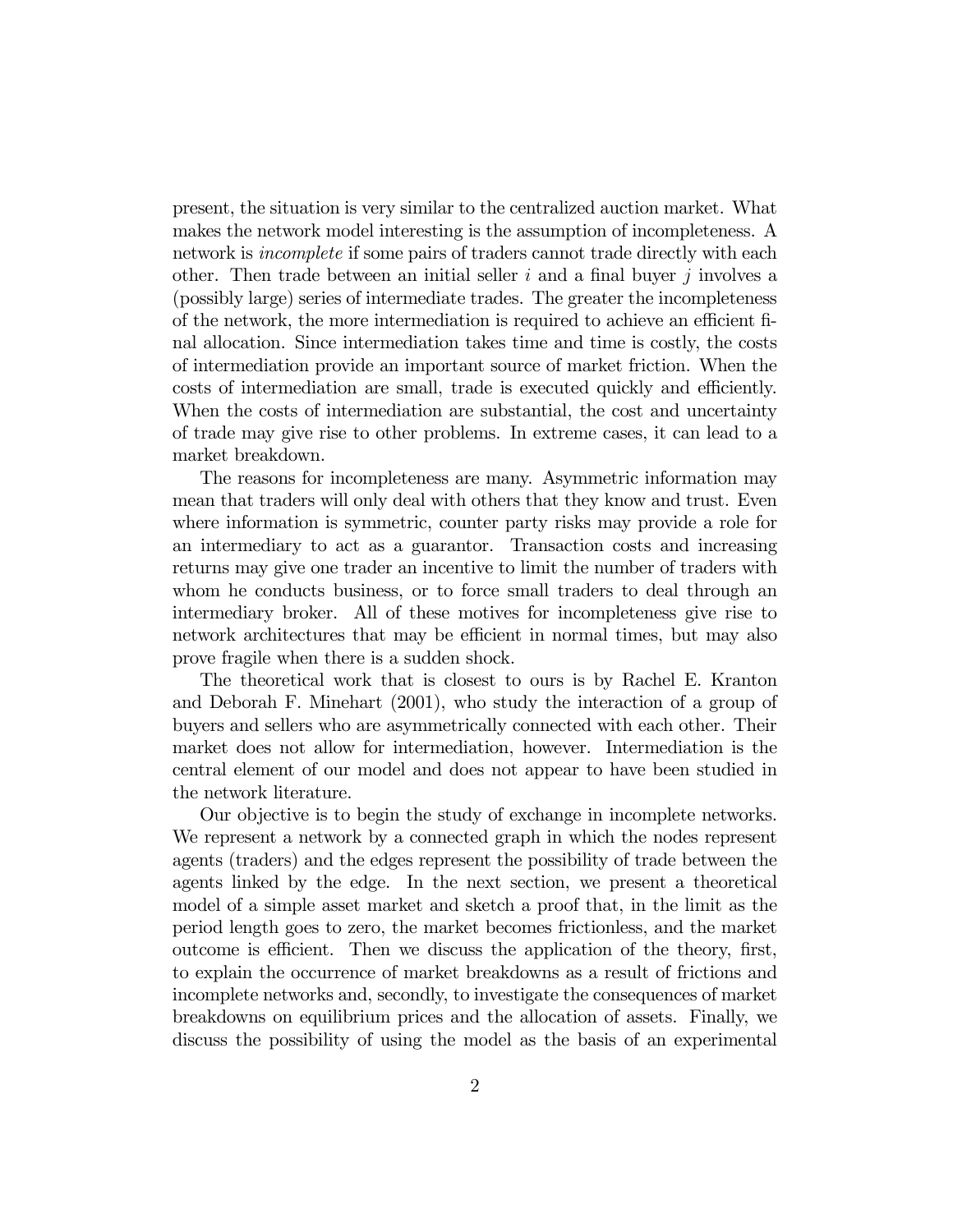present, the situation is very similar to the centralized auction market. What makes the network model interesting is the assumption of incompleteness. A network is *incomplete* if some pairs of traders cannot trade directly with each other. Then trade between an initial seller $i$ and a final buyer $j$ involves a (possibly large) series of intermediate trades. The greater the incompleteness of the network, the more intermediation is required to achieve an efficient final allocation. Since intermediation takes time and time is costly, the costs of intermediation provide an important source of market friction. When the costs of intermediation are small, trade is executed quickly and efficiently. When the costs of intermediation are substantial, the cost and uncertainty of trade may give rise to other problems. In extreme cases, it can lead to a market breakdown.

The reasons for incompleteness are many. Asymmetric information may mean that traders will only deal with others that they know and trust. Even where information is symmetric, counter party risks may provide a role for an intermediary to act as a guarantor. Transaction costs and increasing returns may give one trader an incentive to limit the number of traders with whom he conducts business, or to force small traders to deal through an intermediary broker. All of these motives for incompleteness give rise to network architectures that may be efficient in normal times, but may also prove fragile when there is a sudden shock.

The theoretical work that is closest to ours is by Rachel E. Kranton and Deborah F. Minehart (2001), who study the interaction of a group of buyers and sellers who are asymmetrically connected with each other. Their market does not allow for intermediation, however. Intermediation is the central element of our model and does not appear to have been studied in the network literature.

Our objective is to begin the study of exchange in incomplete networks. We represent a network by a connected graph in which the nodes represent agents (traders) and the edges represent the possibility of trade between the agents linked by the edge. In the next section, we present a theoretical model of a simple asset market and sketch a proof that, in the limit as the period length goes to zero, the market becomes frictionless, and the market outcome is efficient. Then we discuss the application of the theory, first, to explain the occurrence of market breakdowns as a result of frictions and incomplete networks and, secondly, to investigate the consequences of market breakdowns on equilibrium prices and the allocation of assets. Finally, we discuss the possibility of using the model as the basis of an experimental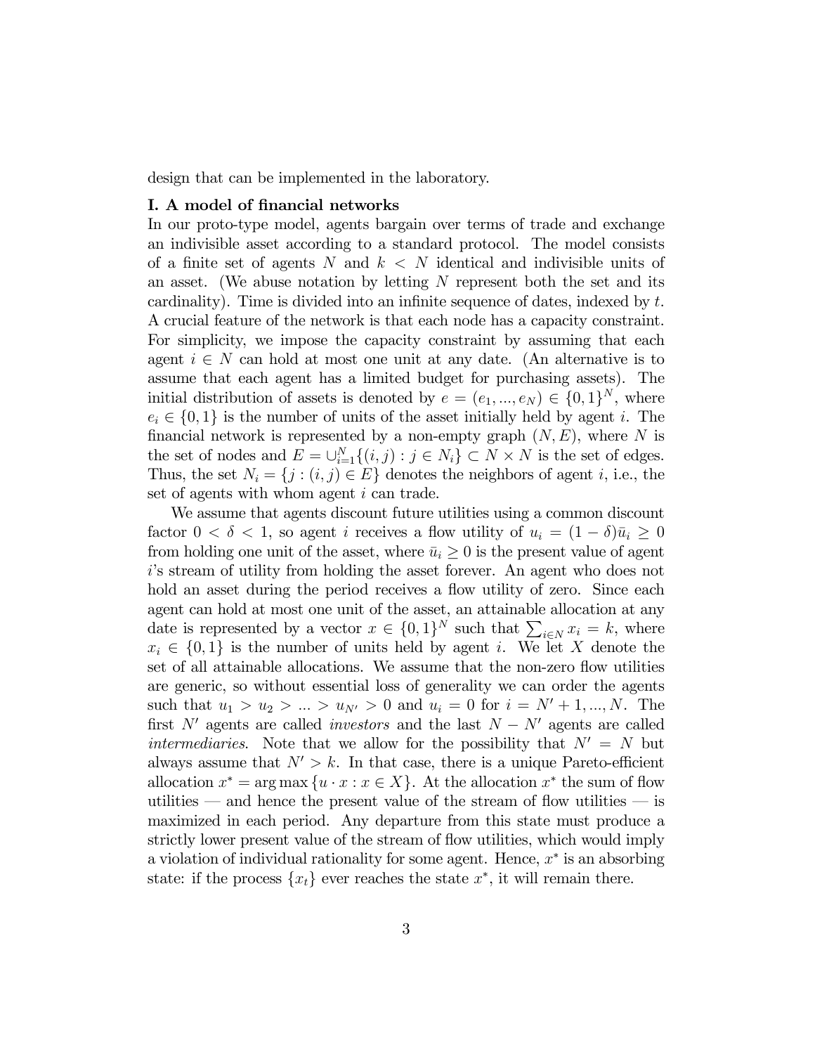design that can be implemented in the laboratory.

**I. A model of financial networks**

In our proto-type model, agents bargain over terms of trade and exchange an indivisible asset according to a standard protocol. The model consists of a finite set of agents $N$ and $k < N$ identical and indivisible units of an asset. (We abuse notation by letting $N$ represent both the set and its cardinality). Time is divided into an infinite sequence of dates, indexed by $t$. A crucial feature of the network is that each node has a capacity constraint. For simplicity, we impose the capacity constraint by assuming that each agent $i \in N$ can hold at most one unit at any date. (An alternative is to assume that each agent has a limited budget for purchasing assets). The initial distribution of assets is denoted by $e = (e_1, ..., e_N) \in \{0,1\}^N$, where $e_i \in \{0,1\}$ is the number of units of the asset initially held by agent $i$. The financial network is represented by a non-empty graph $(N, E)$, where $N$ is the set of nodes and $E = \cup_{i=1}^{N} \{(i,j) : j \in N_i\} \subset N \times N$ is the set of edges. Thus, the set $N_i = \{j : (i,j) \in E\}$ denotes the neighbors of agent $i$, i.e., the set of agents with whom agent $i$ can trade.

We assume that agents discount future utilities using a common discount factor $0 < \delta < 1$, so agent $i$ receives a flow utility of $u_i = (1-\delta)\bar{u}_i \geq 0$ from holding one unit of the asset, where $\bar{u}_i \geq 0$ is the present value of agent $i$'s stream of utility from holding the asset forever. An agent who does not hold an asset during the period receives a flow utility of zero. Since each agent can hold at most one unit of the asset, an attainable allocation at any date is represented by a vector $x \in \{0,1\}^N$ such that $\sum_{i \in N} x_i = k$, where $x_i \in \{0,1\}$ is the number of units held by agent $i$. We let $X$ denote the set of all attainable allocations. We assume that the non-zero flow utilities are generic, so without essential loss of generality we can order the agents such that $u_1 > u_2 > ... > u_{N'} > 0$ and $u_i = 0$ for $i = N'+1, ..., N$. The first $N'$ agents are called *investors* and the last $N - N'$ agents are called *intermediaries*. Note that we allow for the possibility that $N' = N$ but always assume that $N' > k$. In that case, there is a unique Pareto-efficient allocation $x^* = \arg\max \{u \cdot x : x \in X\}$. At the allocation $x^*$ the sum of flow utilities — and hence the present value of the stream of flow utilities — is maximized in each period. Any departure from this state must produce a strictly lower present value of the stream of flow utilities, which would imply a violation of individual rationality for some agent. Hence, $x^*$ is an absorbing state: if the process $\{x_t\}$ ever reaches the state $x^*$, it will remain there.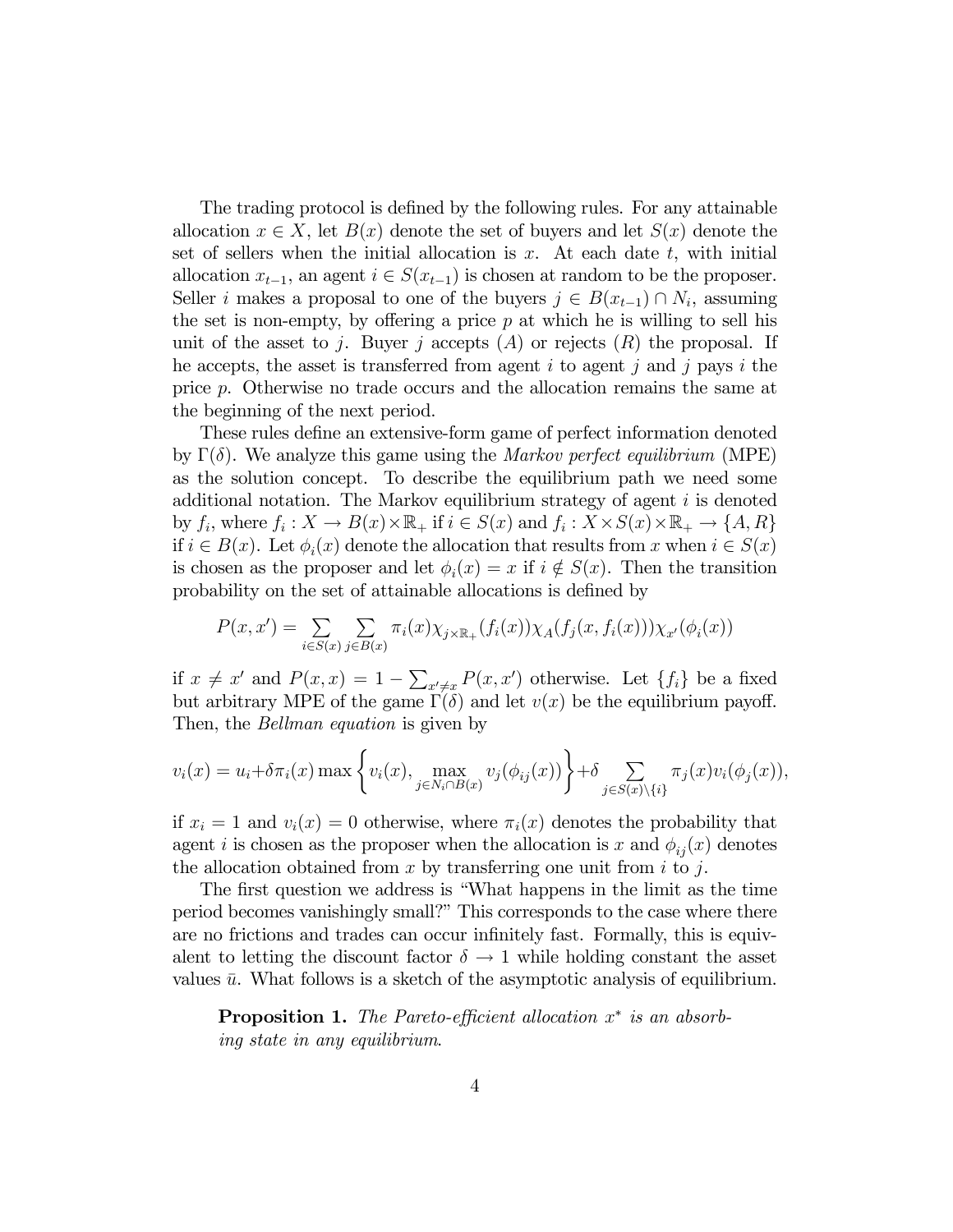The trading protocol is defined by the following rules. For any attainable allocation $x \in X$, let $B(x)$ denote the set of buyers and let $S(x)$ denote the set of sellers when the initial allocation is $x$. At each date $t$, with initial allocation $x_{t-1}$, an agent $i \in S(x_{t-1})$ is chosen at random to be the proposer. Seller $i$ makes a proposal to one of the buyers $j \in B(x_{t-1}) \cap N_i$, assuming the set is non-empty, by offering a price $p$ at which he is willing to sell his unit of the asset to $j$. Buyer $j$ accepts $(A)$ or rejects $(R)$ the proposal. If he accepts, the asset is transferred from agent $i$ to agent $j$ and $j$ pays $i$ the price $p$. Otherwise no trade occurs and the allocation remains the same at the beginning of the next period.

These rules define an extensive-form game of perfect information denoted by $\Gamma(\delta)$. We analyze this game using the *Markov perfect equilibrium* (MPE) as the solution concept. To describe the equilibrium path we need some additional notation. The Markov equilibrium strategy of agent $i$ is denoted by $f_i$, where $f_i : X \to B(x) \times \mathbb{R}_+$ if $i \in S(x)$ and $f_i : X \times S(x) \times \mathbb{R}_+ \to \{A, R\}$ if $i \in B(x)$. Let $\phi_i(x)$ denote the allocation that results from $x$ when $i \in S(x)$ is chosen as the proposer and let $\phi_i(x) = x$ if $i \notin S(x)$. Then the transition probability on the set of attainable allocations is defined by

$$P(x, x') = \sum_{i \in S(x)} \sum_{j \in B(x)} \pi_i(x) \chi_{j \times \mathbb{R}_+}(f_i(x)) \chi_A(f_j(x, f_i(x))) \chi_{x'}(\phi_i(x))$$

if $x \neq x'$ and $P(x, x) = 1 - \sum_{x' \neq x} P(x, x')$ otherwise. Let $\{f_i\}$ be a fixed but arbitrary MPE of the game $\Gamma(\delta)$ and let $v(x)$ be the equilibrium payoff. Then, the *Bellman equation* is given by

$$v_i(x) = u_i + \delta \pi_i(x) \max \left\{ v_i(x), \max_{j \in N_i \cap B(x)} v_j(\phi_{ij}(x)) \right\} + \delta \sum_{j \in S(x) \setminus \{i\}} \pi_j(x) v_i(\phi_j(x)),$$

if $x_i = 1$ and $v_i(x) = 0$ otherwise, where $\pi_i(x)$ denotes the probability that agent $i$ is chosen as the proposer when the allocation is $x$ and $\phi_{ij}(x)$ denotes the allocation obtained from $x$ by transferring one unit from $i$ to $j$.

The first question we address is "What happens in the limit as the time period becomes vanishingly small?" This corresponds to the case where there are no frictions and trades can occur infinitely fast. Formally, this is equivalent to letting the discount factor $\delta \to 1$ while holding constant the asset values $\bar{u}$. What follows is a sketch of the asymptotic analysis of equilibrium.

**Proposition 1.** *The Pareto-efficient allocation $x^*$ is an absorbing state in any equilibrium.*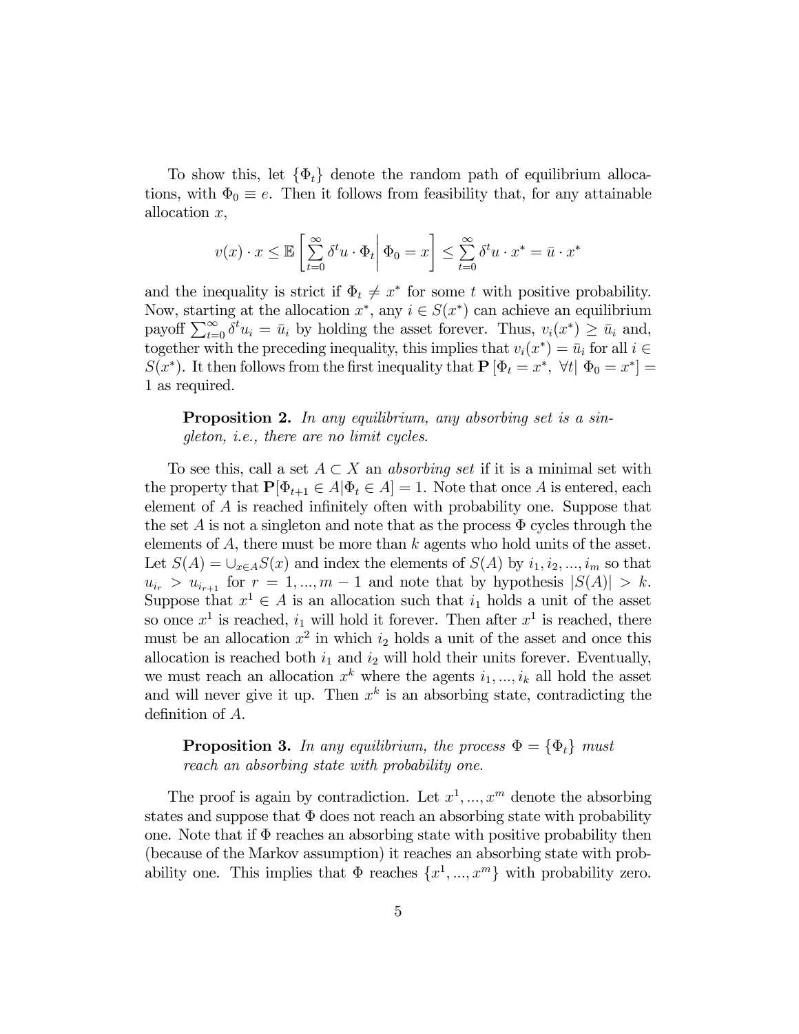To show this, let $\{\Phi_t\}$ denote the random path of equilibrium allocations, with $\Phi_0 \equiv e$. Then it follows from feasibility that, for any attainable allocation $x$,

$$v(x) \cdot x \leq \mathbb{E}\left[\sum_{t=0}^{\infty} \delta^t u \cdot \Phi_t \middle| \Phi_0 = x\right] \leq \sum_{t=0}^{\infty} \delta^t u \cdot x^* = \bar{u} \cdot x^*$$

and the inequality is strict if $\Phi_t \neq x^*$ for some $t$ with positive probability. Now, starting at the allocation $x^*$, any $i \in S(x^*)$ can achieve an equilibrium payoff $\sum_{t=0}^{\infty} \delta^t u_i = \bar{u}_i$ by holding the asset forever. Thus, $v_i(x^*) \geq \bar{u}_i$ and, together with the preceding inequality, this implies that $v_i(x^*) = \bar{u}_i$ for all $i \in S(x^*)$. It then follows from the first inequality that $\mathbf{P}\left[\Phi_t = x^*, \ \forall t | \ \Phi_0 = x^*\right] = 1$ as required.

> **Proposition 2.** *In any equilibrium, any absorbing set is a singleton, i.e., there are no limit cycles.*

To see this, call a set $A \subset X$ an *absorbing set* if it is a minimal set with the property that $\mathbf{P}[\Phi_{t+1} \in A | \Phi_t \in A] = 1$. Note that once $A$ is entered, each element of $A$ is reached infinitely often with probability one. Suppose that the set $A$ is not a singleton and note that as the process $\Phi$ cycles through the elements of $A$, there must be more than $k$ agents who hold units of the asset. Let $S(A) = \cup_{x \in A} S(x)$ and index the elements of $S(A)$ by $i_1, i_2, ..., i_m$ so that $u_{i_r} > u_{i_{r+1}}$ for $r = 1, ..., m-1$ and note that by hypothesis $|S(A)| > k$. Suppose that $x^1 \in A$ is an allocation such that $i_1$ holds a unit of the asset so once $x^1$ is reached, $i_1$ will hold it forever. Then after $x^1$ is reached, there must be an allocation $x^2$ in which $i_2$ holds a unit of the asset and once this allocation is reached both $i_1$ and $i_2$ will hold their units forever. Eventually, we must reach an allocation $x^k$ where the agents $i_1, ..., i_k$ all hold the asset and will never give it up. Then $x^k$ is an absorbing state, contradicting the definition of $A$.

> **Proposition 3.** *In any equilibrium, the process $\Phi = \{\Phi_t\}$ must reach an absorbing state with probability one.*

The proof is again by contradiction. Let $x^1, ..., x^m$ denote the absorbing states and suppose that $\Phi$ does not reach an absorbing state with probability one. Note that if $\Phi$ reaches an absorbing state with positive probability then (because of the Markov assumption) it reaches an absorbing state with probability one. This implies that $\Phi$ reaches $\{x^1, ..., x^m\}$ with probability zero.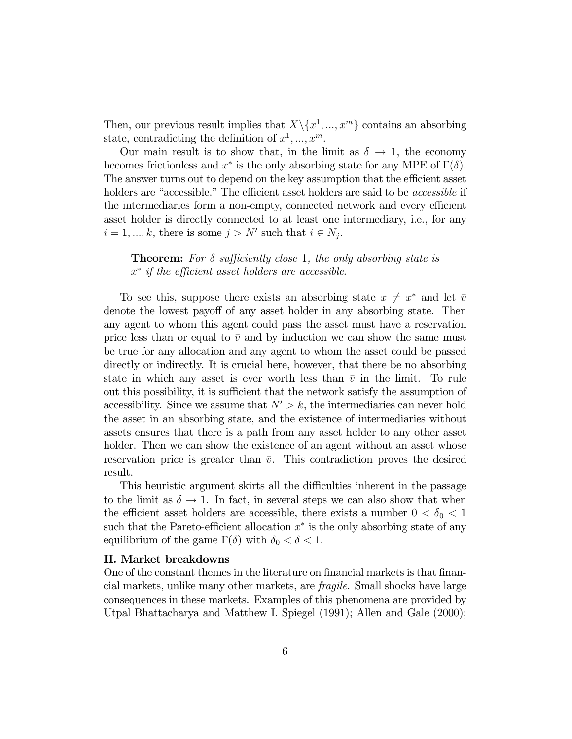Then, our previous result implies that $X\backslash\{x^1,...,x^m\}$ contains an absorbing state, contradicting the definition of $x^1,...,x^m$.

Our main result is to show that, in the limit as $\delta \to 1$, the economy becomes frictionless and $x^*$ is the only absorbing state for any MPE of $\Gamma(\delta)$. The answer turns out to depend on the key assumption that the efficient asset holders are "accessible." The efficient asset holders are said to be *accessible* if the intermediaries form a non-empty, connected network and every efficient asset holder is directly connected to at least one intermediary, i.e., for any $i = 1,...,k$, there is some $j > N'$ such that $i \in N_j$.

> **Theorem:** *For $\delta$ sufficiently close* 1*, the only absorbing state is $x^*$ if the efficient asset holders are accessible.*

To see this, suppose there exists an absorbing state $x \neq x^*$ and let $\bar{v}$ denote the lowest payoff of any asset holder in any absorbing state. Then any agent to whom this agent could pass the asset must have a reservation price less than or equal to $\bar{v}$ and by induction we can show the same must be true for any allocation and any agent to whom the asset could be passed directly or indirectly. It is crucial here, however, that there be no absorbing state in which any asset is ever worth less than $\bar{v}$ in the limit. To rule out this possibility, it is sufficient that the network satisfy the assumption of accessibility. Since we assume that $N' > k$, the intermediaries can never hold the asset in an absorbing state, and the existence of intermediaries without assets ensures that there is a path from any asset holder to any other asset holder. Then we can show the existence of an agent without an asset whose reservation price is greater than $\bar{v}$. This contradiction proves the desired result.

This heuristic argument skirts all the difficulties inherent in the passage to the limit as $\delta \to 1$. In fact, in several steps we can also show that when the efficient asset holders are accessible, there exists a number $0 < \delta_0 < 1$ such that the Pareto-efficient allocation $x^*$ is the only absorbing state of any equilibrium of the game $\Gamma(\delta)$ with $\delta_0 < \delta < 1$.

### II. Market breakdowns

One of the constant themes in the literature on financial markets is that financial markets, unlike many other markets, are *fragile*. Small shocks have large consequences in these markets. Examples of this phenomena are provided by Utpal Bhattacharya and Matthew I. Spiegel (1991); Allen and Gale (2000);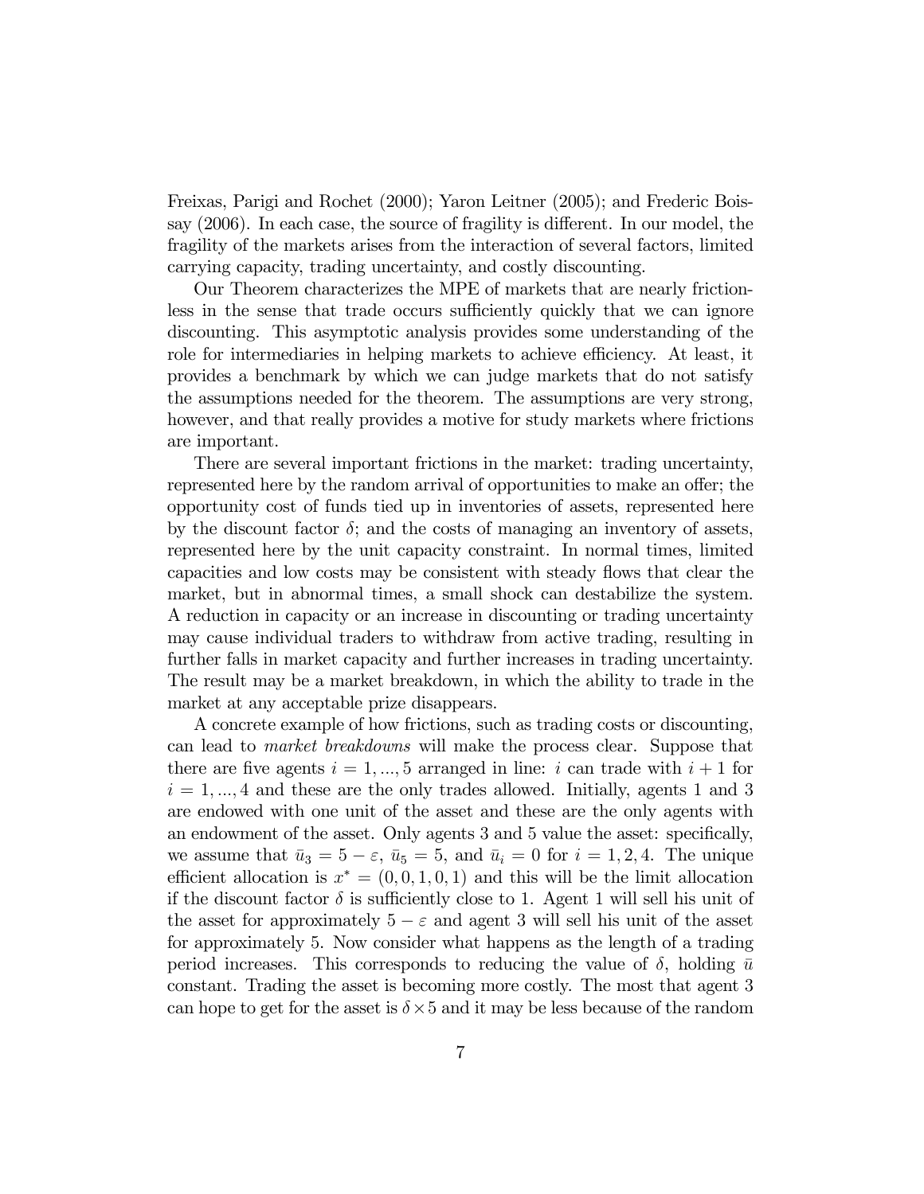Freixas, Parigi and Rochet (2000); Yaron Leitner (2005); and Frederic Boissay (2006). In each case, the source of fragility is different. In our model, the fragility of the markets arises from the interaction of several factors, limited carrying capacity, trading uncertainty, and costly discounting.

Our Theorem characterizes the MPE of markets that are nearly frictionless in the sense that trade occurs sufficiently quickly that we can ignore discounting. This asymptotic analysis provides some understanding of the role for intermediaries in helping markets to achieve efficiency. At least, it provides a benchmark by which we can judge markets that do not satisfy the assumptions needed for the theorem. The assumptions are very strong, however, and that really provides a motive for study markets where frictions are important.

There are several important frictions in the market: trading uncertainty, represented here by the random arrival of opportunities to make an offer; the opportunity cost of funds tied up in inventories of assets, represented here by the discount factor $\delta$; and the costs of managing an inventory of assets, represented here by the unit capacity constraint. In normal times, limited capacities and low costs may be consistent with steady flows that clear the market, but in abnormal times, a small shock can destabilize the system. A reduction in capacity or an increase in discounting or trading uncertainty may cause individual traders to withdraw from active trading, resulting in further falls in market capacity and further increases in trading uncertainty. The result may be a market breakdown, in which the ability to trade in the market at any acceptable prize disappears.

A concrete example of how frictions, such as trading costs or discounting, can lead to *market breakdowns* will make the process clear. Suppose that there are five agents $i = 1, ..., 5$ arranged in line: $i$ can trade with $i + 1$ for $i = 1, ..., 4$ and these are the only trades allowed. Initially, agents 1 and 3 are endowed with one unit of the asset and these are the only agents with an endowment of the asset. Only agents 3 and 5 value the asset: specifically, we assume that $\bar{u}_3 = 5 - \varepsilon$, $\bar{u}_5 = 5$, and $\bar{u}_i = 0$ for $i = 1, 2, 4$. The unique efficient allocation is $x^* = (0, 0, 1, 0, 1)$ and this will be the limit allocation if the discount factor $\delta$ is sufficiently close to 1. Agent 1 will sell his unit of the asset for approximately $5 - \varepsilon$ and agent 3 will sell his unit of the asset for approximately 5. Now consider what happens as the length of a trading period increases. This corresponds to reducing the value of $\delta$, holding $\bar{u}$ constant. Trading the asset is becoming more costly. The most that agent 3 can hope to get for the asset is $\delta \times 5$ and it may be less because of the random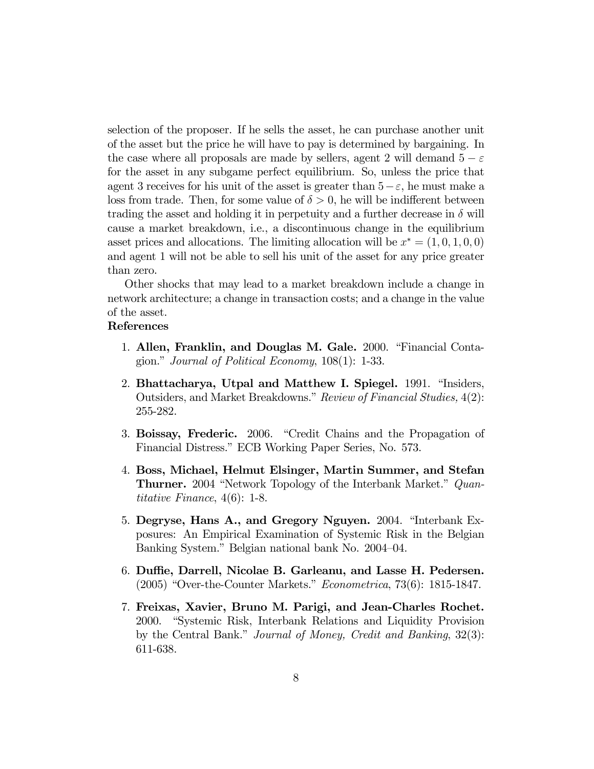selection of the proposer. If he sells the asset, he can purchase another unit of the asset but the price he will have to pay is determined by bargaining. In the case where all proposals are made by sellers, agent 2 will demand $5 - \varepsilon$ for the asset in any subgame perfect equilibrium. So, unless the price that agent 3 receives for his unit of the asset is greater than $5 - \varepsilon$, he must make a loss from trade. Then, for some value of $\delta > 0$, he will be indifferent between trading the asset and holding it in perpetuity and a further decrease in $\delta$ will cause a market breakdown, i.e., a discontinuous change in the equilibrium asset prices and allocations. The limiting allocation will be $x^* = (1, 0, 1, 0, 0)$ and agent 1 will not be able to sell his unit of the asset for any price greater than zero.

Other shocks that may lead to a market breakdown include a change in network architecture; a change in transaction costs; and a change in the value of the asset.

**References**

1. **Allen, Franklin, and Douglas M. Gale.** 2000. "Financial Contagion." *Journal of Political Economy*, 108(1): 1-33.

2. **Bhattacharya, Utpal and Matthew I. Spiegel.** 1991. "Insiders, Outsiders, and Market Breakdowns." *Review of Financial Studies,* 4(2): 255-282.

3. **Boissay, Frederic.** 2006. "Credit Chains and the Propagation of Financial Distress." ECB Working Paper Series, No. 573.

4. **Boss, Michael, Helmut Elsinger, Martin Summer, and Stefan Thurner.** 2004 "Network Topology of the Interbank Market." *Quantitative Finance*, 4(6): 1-8.

5. **Degryse, Hans A., and Gregory Nguyen.** 2004. "Interbank Exposures: An Empirical Examination of Systemic Risk in the Belgian Banking System." Belgian national bank No. 2004–04.

6. **Duffie, Darrell, Nicolae B. Garleanu, and Lasse H. Pedersen.** (2005) "Over-the-Counter Markets." *Econometrica*, 73(6): 1815-1847.

7. **Freixas, Xavier, Bruno M. Parigi, and Jean-Charles Rochet.** 2000. "Systemic Risk, Interbank Relations and Liquidity Provision by the Central Bank." *Journal of Money, Credit and Banking*, 32(3): 611-638.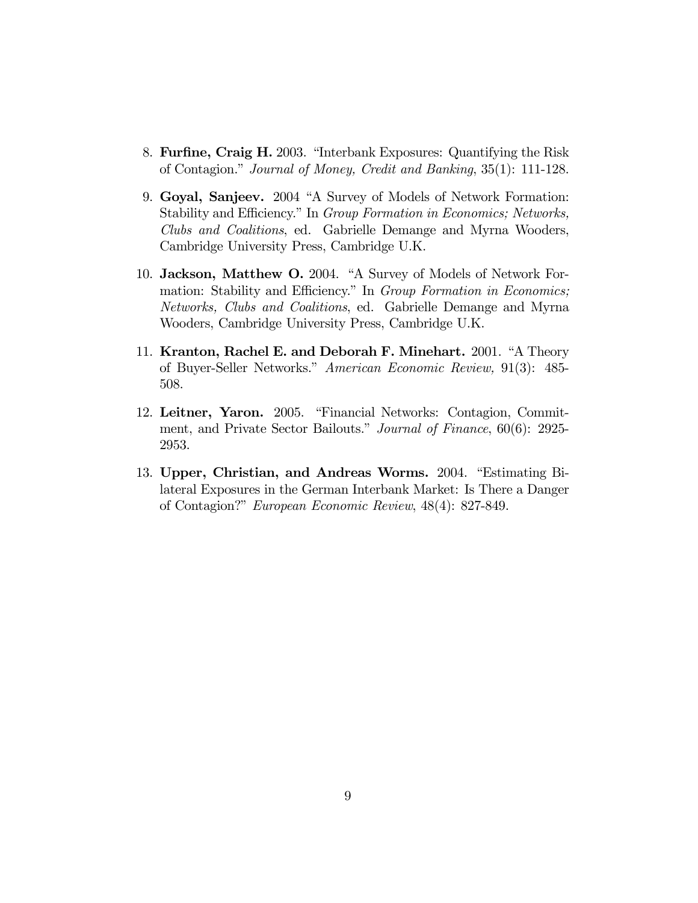8. **Furfine, Craig H.** 2003. "Interbank Exposures: Quantifying the Risk of Contagion." *Journal of Money, Credit and Banking*, 35(1): 111-128.

9. **Goyal, Sanjeev.** 2004 "A Survey of Models of Network Formation: Stability and Efficiency." In *Group Formation in Economics; Networks, Clubs and Coalitions*, ed. Gabrielle Demange and Myrna Wooders, Cambridge University Press, Cambridge U.K.

10. **Jackson, Matthew O.** 2004. "A Survey of Models of Network Formation: Stability and Efficiency." In *Group Formation in Economics; Networks, Clubs and Coalitions*, ed. Gabrielle Demange and Myrna Wooders, Cambridge University Press, Cambridge U.K.

11. **Kranton, Rachel E. and Deborah F. Minehart.** 2001. "A Theory of Buyer-Seller Networks." *American Economic Review,* 91(3): 485-508.

12. **Leitner, Yaron.** 2005. "Financial Networks: Contagion, Commitment, and Private Sector Bailouts." *Journal of Finance*, 60(6): 2925-2953.

13. **Upper, Christian, and Andreas Worms.** 2004. "Estimating Bilateral Exposures in the German Interbank Market: Is There a Danger of Contagion?" *European Economic Review*, 48(4): 827-849.